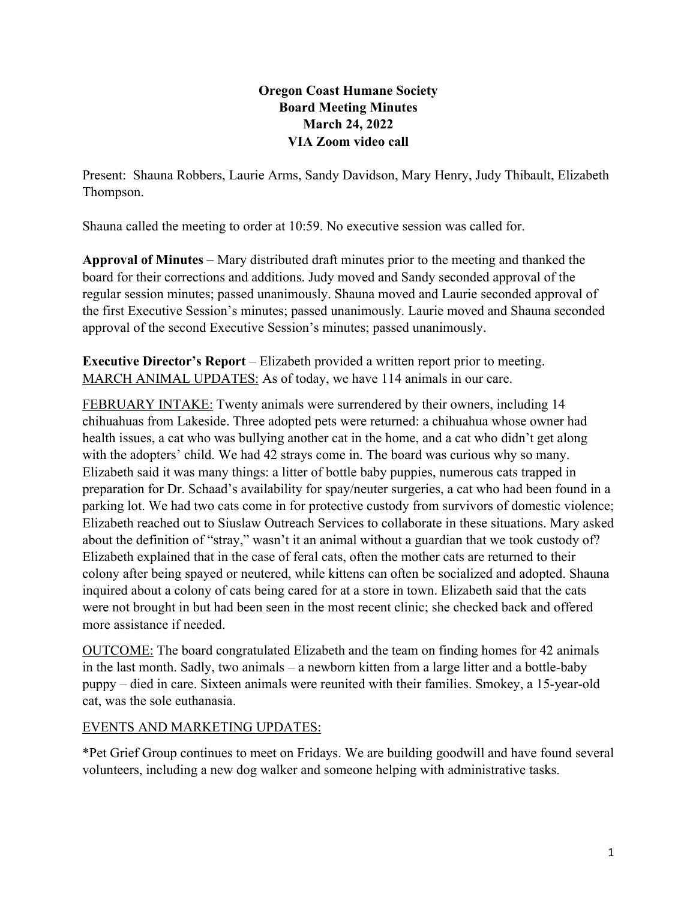**Oregon Coast Humane Society**
**Board Meeting Minutes**
**March 24, 2022**
**VIA Zoom video call**

Present: Shauna Robbers, Laurie Arms, Sandy Davidson, Mary Henry, Judy Thibault, Elizabeth Thompson.

Shauna called the meeting to order at 10:59. No executive session was called for.

**Approval of Minutes** – Mary distributed draft minutes prior to the meeting and thanked the board for their corrections and additions. Judy moved and Sandy seconded approval of the regular session minutes; passed unanimously. Shauna moved and Laurie seconded approval of the first Executive Session's minutes; passed unanimously. Laurie moved and Shauna seconded approval of the second Executive Session's minutes; passed unanimously.

**Executive Director's Report** – Elizabeth provided a written report prior to meeting.
<u>MARCH ANIMAL UPDATES:</u> As of today, we have 114 animals in our care.

<u>FEBRUARY INTAKE:</u> Twenty animals were surrendered by their owners, including 14 chihuahuas from Lakeside. Three adopted pets were returned: a chihuahua whose owner had health issues, a cat who was bullying another cat in the home, and a cat who didn't get along with the adopters' child. We had 42 strays come in. The board was curious why so many. Elizabeth said it was many things: a litter of bottle baby puppies, numerous cats trapped in preparation for Dr. Schaad's availability for spay/neuter surgeries, a cat who had been found in a parking lot. We had two cats come in for protective custody from survivors of domestic violence; Elizabeth reached out to Siuslaw Outreach Services to collaborate in these situations. Mary asked about the definition of "stray," wasn't it an animal without a guardian that we took custody of? Elizabeth explained that in the case of feral cats, often the mother cats are returned to their colony after being spayed or neutered, while kittens can often be socialized and adopted. Shauna inquired about a colony of cats being cared for at a store in town. Elizabeth said that the cats were not brought in but had been seen in the most recent clinic; she checked back and offered more assistance if needed.

<u>OUTCOME:</u> The board congratulated Elizabeth and the team on finding homes for 42 animals in the last month. Sadly, two animals – a newborn kitten from a large litter and a bottle-baby puppy – died in care. Sixteen animals were reunited with their families. Smokey, a 15-year-old cat, was the sole euthanasia.

<u>EVENTS AND MARKETING UPDATES:</u>

*Pet Grief Group continues to meet on Fridays. We are building goodwill and have found several volunteers, including a new dog walker and someone helping with administrative tasks.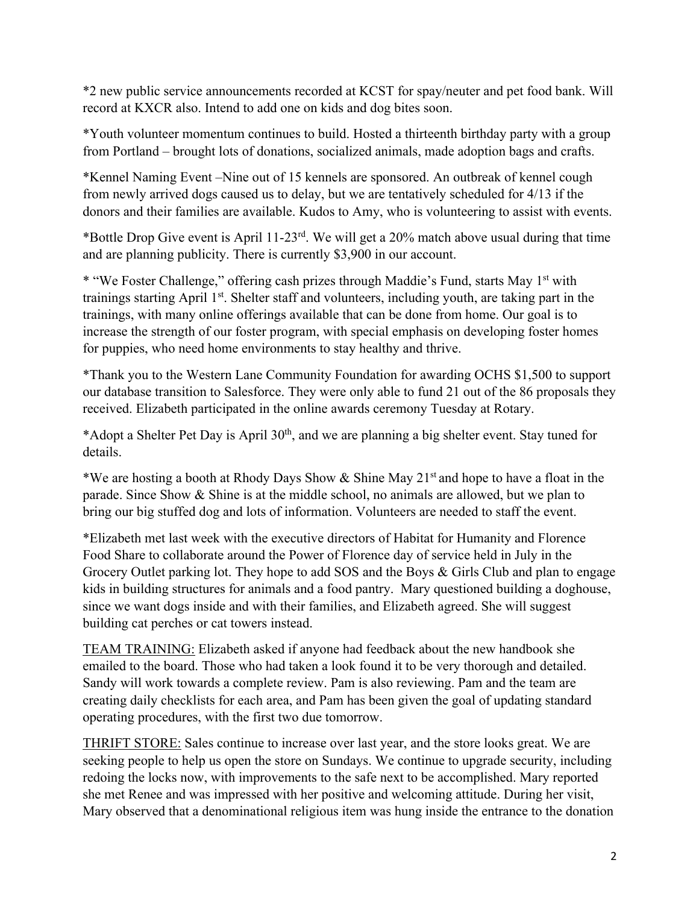*2 new public service announcements recorded at KCST for spay/neuter and pet food bank. Will record at KXCR also. Intend to add one on kids and dog bites soon.

*Youth volunteer momentum continues to build. Hosted a thirteenth birthday party with a group from Portland – brought lots of donations, socialized animals, made adoption bags and crafts.

*Kennel Naming Event –Nine out of 15 kennels are sponsored. An outbreak of kennel cough from newly arrived dogs caused us to delay, but we are tentatively scheduled for 4/13 if the donors and their families are available. Kudos to Amy, who is volunteering to assist with events.

*Bottle Drop Give event is April 11-23rd. We will get a 20% match above usual during that time and are planning publicity. There is currently $3,900 in our account.

* "We Foster Challenge," offering cash prizes through Maddie's Fund, starts May 1st with trainings starting April 1st. Shelter staff and volunteers, including youth, are taking part in the trainings, with many online offerings available that can be done from home. Our goal is to increase the strength of our foster program, with special emphasis on developing foster homes for puppies, who need home environments to stay healthy and thrive.

*Thank you to the Western Lane Community Foundation for awarding OCHS $1,500 to support our database transition to Salesforce. They were only able to fund 21 out of the 86 proposals they received. Elizabeth participated in the online awards ceremony Tuesday at Rotary.

*Adopt a Shelter Pet Day is April 30th, and we are planning a big shelter event. Stay tuned for details.

*We are hosting a booth at Rhody Days Show & Shine May 21st and hope to have a float in the parade. Since Show & Shine is at the middle school, no animals are allowed, but we plan to bring our big stuffed dog and lots of information. Volunteers are needed to staff the event.

*Elizabeth met last week with the executive directors of Habitat for Humanity and Florence Food Share to collaborate around the Power of Florence day of service held in July in the Grocery Outlet parking lot. They hope to add SOS and the Boys & Girls Club and plan to engage kids in building structures for animals and a food pantry. Mary questioned building a doghouse, since we want dogs inside and with their families, and Elizabeth agreed. She will suggest building cat perches or cat towers instead.

<u>TEAM TRAINING:</u> Elizabeth asked if anyone had feedback about the new handbook she emailed to the board. Those who had taken a look found it to be very thorough and detailed. Sandy will work towards a complete review. Pam is also reviewing. Pam and the team are creating daily checklists for each area, and Pam has been given the goal of updating standard operating procedures, with the first two due tomorrow.

<u>THRIFT STORE:</u> Sales continue to increase over last year, and the store looks great. We are seeking people to help us open the store on Sundays. We continue to upgrade security, including redoing the locks now, with improvements to the safe next to be accomplished. Mary reported she met Renee and was impressed with her positive and welcoming attitude. During her visit, Mary observed that a denominational religious item was hung inside the entrance to the donation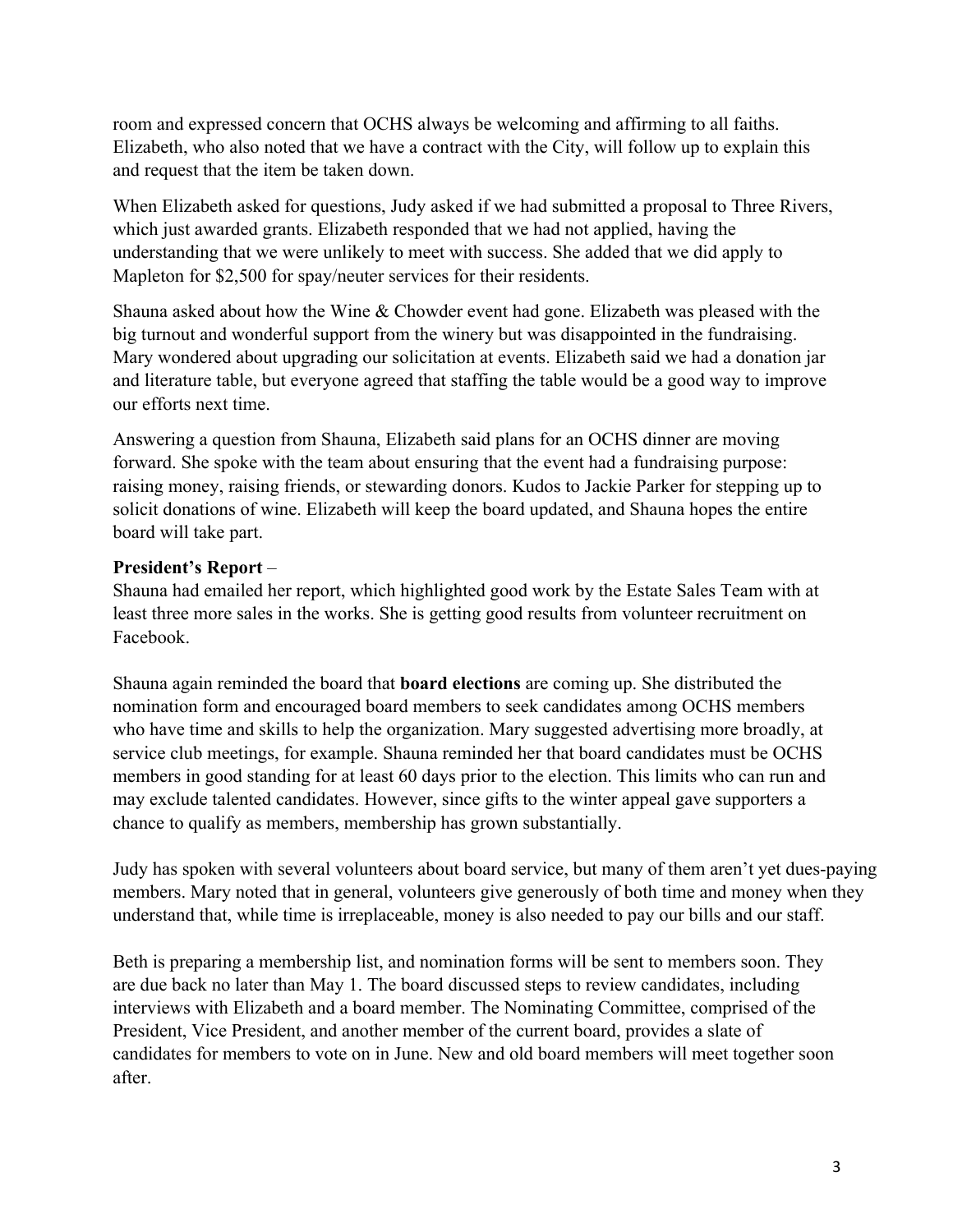room and expressed concern that OCHS always be welcoming and affirming to all faiths. Elizabeth, who also noted that we have a contract with the City, will follow up to explain this and request that the item be taken down.

When Elizabeth asked for questions, Judy asked if we had submitted a proposal to Three Rivers, which just awarded grants. Elizabeth responded that we had not applied, having the understanding that we were unlikely to meet with success. She added that we did apply to Mapleton for $2,500 for spay/neuter services for their residents.

Shauna asked about how the Wine & Chowder event had gone. Elizabeth was pleased with the big turnout and wonderful support from the winery but was disappointed in the fundraising. Mary wondered about upgrading our solicitation at events. Elizabeth said we had a donation jar and literature table, but everyone agreed that staffing the table would be a good way to improve our efforts next time.

Answering a question from Shauna, Elizabeth said plans for an OCHS dinner are moving forward. She spoke with the team about ensuring that the event had a fundraising purpose: raising money, raising friends, or stewarding donors. Kudos to Jackie Parker for stepping up to solicit donations of wine. Elizabeth will keep the board updated, and Shauna hopes the entire board will take part.

**President's Report** –

Shauna had emailed her report, which highlighted good work by the Estate Sales Team with at least three more sales in the works. She is getting good results from volunteer recruitment on Facebook.

Shauna again reminded the board that **board elections** are coming up. She distributed the nomination form and encouraged board members to seek candidates among OCHS members who have time and skills to help the organization. Mary suggested advertising more broadly, at service club meetings, for example. Shauna reminded her that board candidates must be OCHS members in good standing for at least 60 days prior to the election. This limits who can run and may exclude talented candidates. However, since gifts to the winter appeal gave supporters a chance to qualify as members, membership has grown substantially.

Judy has spoken with several volunteers about board service, but many of them aren't yet dues-paying members. Mary noted that in general, volunteers give generously of both time and money when they understand that, while time is irreplaceable, money is also needed to pay our bills and our staff.

Beth is preparing a membership list, and nomination forms will be sent to members soon. They are due back no later than May 1. The board discussed steps to review candidates, including interviews with Elizabeth and a board member. The Nominating Committee, comprised of the President, Vice President, and another member of the current board, provides a slate of candidates for members to vote on in June. New and old board members will meet together soon after.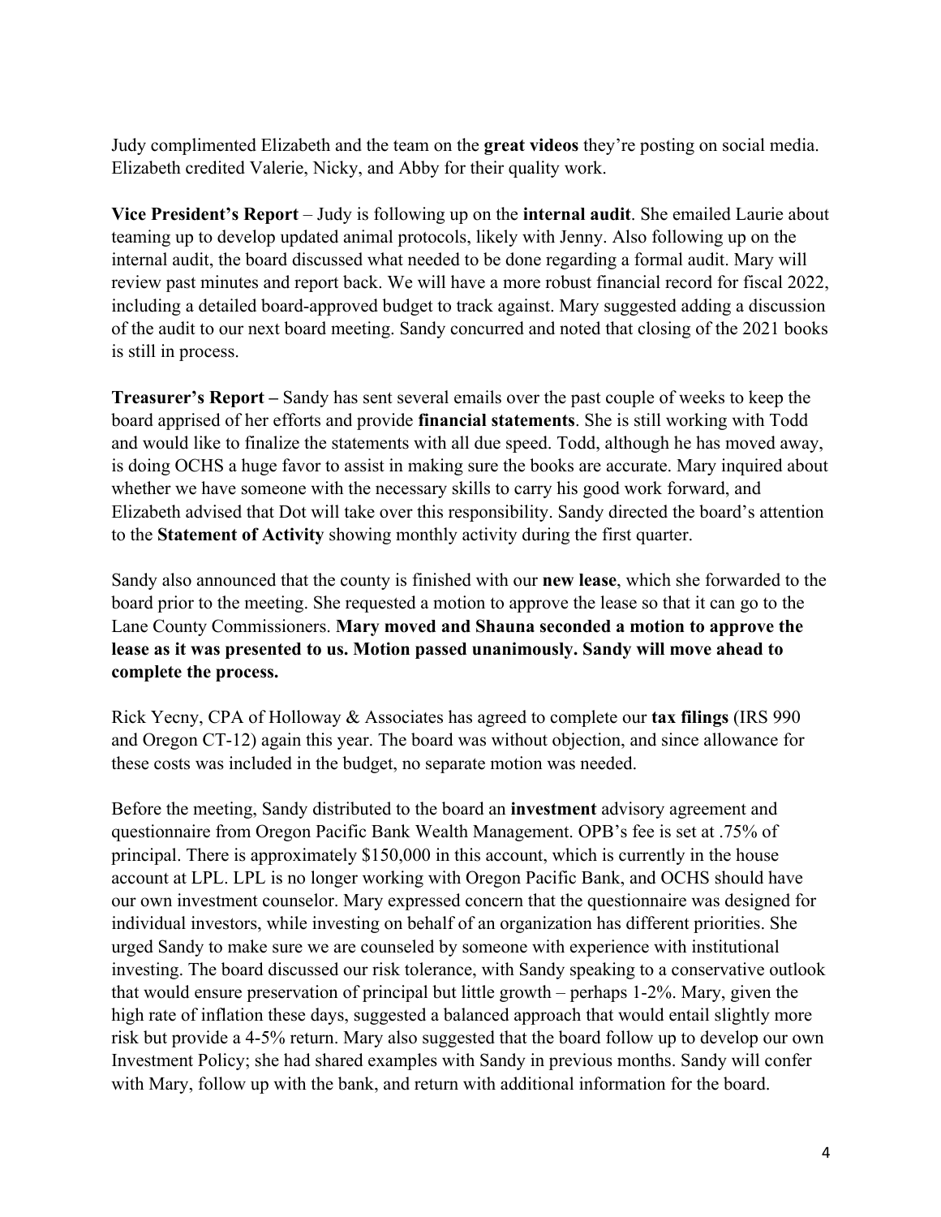Judy complimented Elizabeth and the team on the **great videos** they're posting on social media. Elizabeth credited Valerie, Nicky, and Abby for their quality work.

**Vice President's Report** – Judy is following up on the **internal audit**. She emailed Laurie about teaming up to develop updated animal protocols, likely with Jenny. Also following up on the internal audit, the board discussed what needed to be done regarding a formal audit. Mary will review past minutes and report back. We will have a more robust financial record for fiscal 2022, including a detailed board-approved budget to track against. Mary suggested adding a discussion of the audit to our next board meeting. Sandy concurred and noted that closing of the 2021 books is still in process.

**Treasurer's Report –** Sandy has sent several emails over the past couple of weeks to keep the board apprised of her efforts and provide **financial statements**. She is still working with Todd and would like to finalize the statements with all due speed. Todd, although he has moved away, is doing OCHS a huge favor to assist in making sure the books are accurate. Mary inquired about whether we have someone with the necessary skills to carry his good work forward, and Elizabeth advised that Dot will take over this responsibility. Sandy directed the board's attention to the **Statement of Activity** showing monthly activity during the first quarter.

Sandy also announced that the county is finished with our **new lease**, which she forwarded to the board prior to the meeting. She requested a motion to approve the lease so that it can go to the Lane County Commissioners. **Mary moved and Shauna seconded a motion to approve the lease as it was presented to us. Motion passed unanimously. Sandy will move ahead to complete the process.**

Rick Yecny, CPA of Holloway & Associates has agreed to complete our **tax filings** (IRS 990 and Oregon CT-12) again this year. The board was without objection, and since allowance for these costs was included in the budget, no separate motion was needed.

Before the meeting, Sandy distributed to the board an **investment** advisory agreement and questionnaire from Oregon Pacific Bank Wealth Management. OPB's fee is set at .75% of principal. There is approximately $150,000 in this account, which is currently in the house account at LPL. LPL is no longer working with Oregon Pacific Bank, and OCHS should have our own investment counselor. Mary expressed concern that the questionnaire was designed for individual investors, while investing on behalf of an organization has different priorities. She urged Sandy to make sure we are counseled by someone with experience with institutional investing. The board discussed our risk tolerance, with Sandy speaking to a conservative outlook that would ensure preservation of principal but little growth – perhaps 1-2%. Mary, given the high rate of inflation these days, suggested a balanced approach that would entail slightly more risk but provide a 4-5% return. Mary also suggested that the board follow up to develop our own Investment Policy; she had shared examples with Sandy in previous months. Sandy will confer with Mary, follow up with the bank, and return with additional information for the board.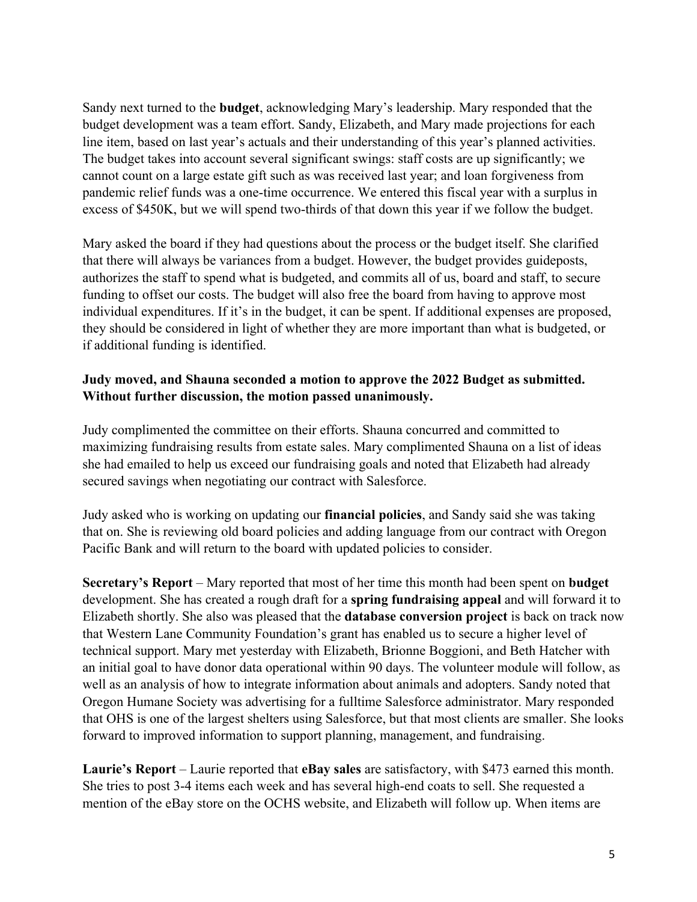Sandy next turned to the **budget**, acknowledging Mary's leadership. Mary responded that the budget development was a team effort. Sandy, Elizabeth, and Mary made projections for each line item, based on last year's actuals and their understanding of this year's planned activities. The budget takes into account several significant swings: staff costs are up significantly; we cannot count on a large estate gift such as was received last year; and loan forgiveness from pandemic relief funds was a one-time occurrence. We entered this fiscal year with a surplus in excess of $450K, but we will spend two-thirds of that down this year if we follow the budget.

Mary asked the board if they had questions about the process or the budget itself. She clarified that there will always be variances from a budget. However, the budget provides guideposts, authorizes the staff to spend what is budgeted, and commits all of us, board and staff, to secure funding to offset our costs. The budget will also free the board from having to approve most individual expenditures. If it's in the budget, it can be spent. If additional expenses are proposed, they should be considered in light of whether they are more important than what is budgeted, or if additional funding is identified.

**Judy moved, and Shauna seconded a motion to approve the 2022 Budget as submitted. Without further discussion, the motion passed unanimously.**

Judy complimented the committee on their efforts. Shauna concurred and committed to maximizing fundraising results from estate sales. Mary complimented Shauna on a list of ideas she had emailed to help us exceed our fundraising goals and noted that Elizabeth had already secured savings when negotiating our contract with Salesforce.

Judy asked who is working on updating our **financial policies**, and Sandy said she was taking that on. She is reviewing old board policies and adding language from our contract with Oregon Pacific Bank and will return to the board with updated policies to consider.

**Secretary's Report** – Mary reported that most of her time this month had been spent on **budget** development. She has created a rough draft for a **spring fundraising appeal** and will forward it to Elizabeth shortly. She also was pleased that the **database conversion project** is back on track now that Western Lane Community Foundation's grant has enabled us to secure a higher level of technical support. Mary met yesterday with Elizabeth, Brionne Boggioni, and Beth Hatcher with an initial goal to have donor data operational within 90 days. The volunteer module will follow, as well as an analysis of how to integrate information about animals and adopters. Sandy noted that Oregon Humane Society was advertising for a fulltime Salesforce administrator. Mary responded that OHS is one of the largest shelters using Salesforce, but that most clients are smaller. She looks forward to improved information to support planning, management, and fundraising.

**Laurie's Report** – Laurie reported that **eBay sales** are satisfactory, with $473 earned this month. She tries to post 3-4 items each week and has several high-end coats to sell. She requested a mention of the eBay store on the OCHS website, and Elizabeth will follow up. When items are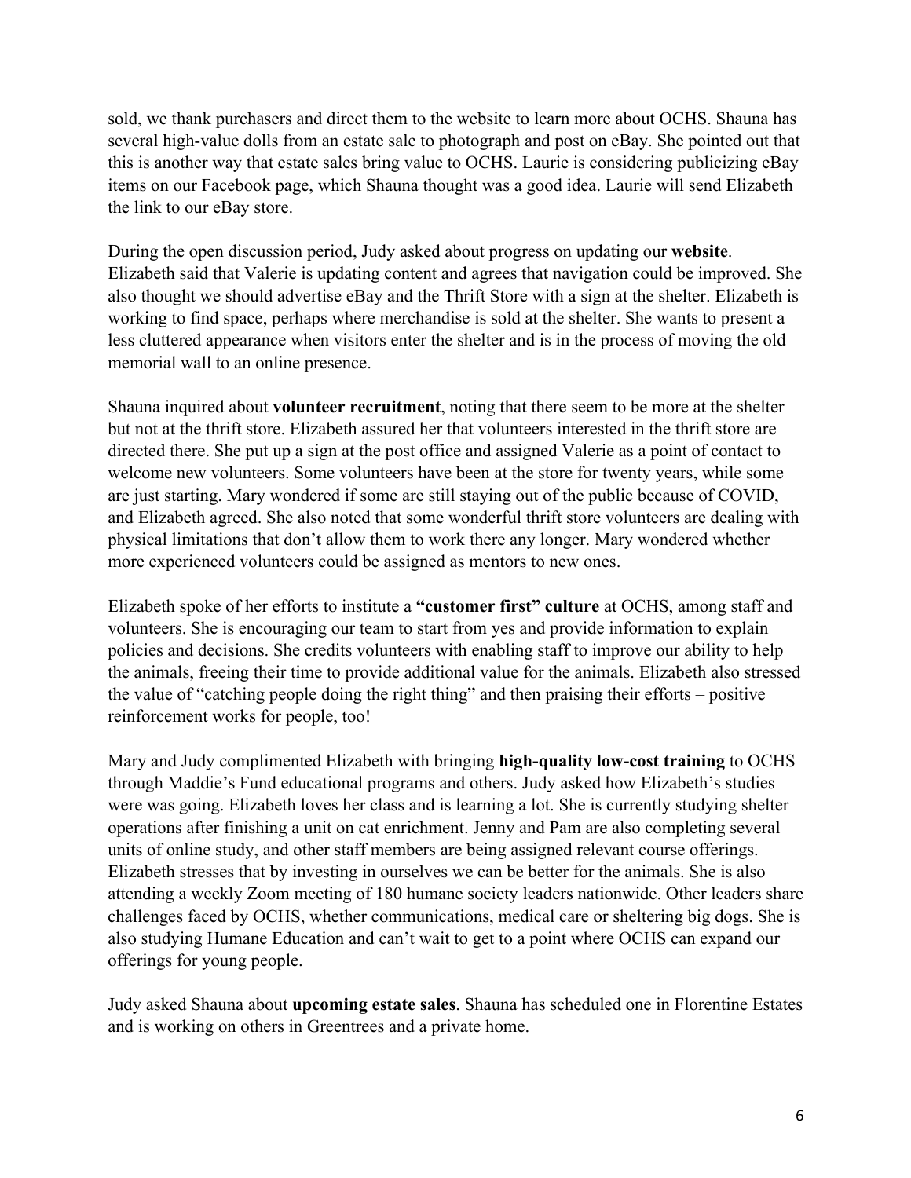sold, we thank purchasers and direct them to the website to learn more about OCHS. Shauna has several high-value dolls from an estate sale to photograph and post on eBay. She pointed out that this is another way that estate sales bring value to OCHS. Laurie is considering publicizing eBay items on our Facebook page, which Shauna thought was a good idea. Laurie will send Elizabeth the link to our eBay store.

During the open discussion period, Judy asked about progress on updating our **website**. Elizabeth said that Valerie is updating content and agrees that navigation could be improved. She also thought we should advertise eBay and the Thrift Store with a sign at the shelter. Elizabeth is working to find space, perhaps where merchandise is sold at the shelter. She wants to present a less cluttered appearance when visitors enter the shelter and is in the process of moving the old memorial wall to an online presence.

Shauna inquired about **volunteer recruitment**, noting that there seem to be more at the shelter but not at the thrift store. Elizabeth assured her that volunteers interested in the thrift store are directed there. She put up a sign at the post office and assigned Valerie as a point of contact to welcome new volunteers. Some volunteers have been at the store for twenty years, while some are just starting. Mary wondered if some are still staying out of the public because of COVID, and Elizabeth agreed. She also noted that some wonderful thrift store volunteers are dealing with physical limitations that don't allow them to work there any longer. Mary wondered whether more experienced volunteers could be assigned as mentors to new ones.

Elizabeth spoke of her efforts to institute a **"customer first" culture** at OCHS, among staff and volunteers. She is encouraging our team to start from yes and provide information to explain policies and decisions. She credits volunteers with enabling staff to improve our ability to help the animals, freeing their time to provide additional value for the animals. Elizabeth also stressed the value of "catching people doing the right thing" and then praising their efforts – positive reinforcement works for people, too!

Mary and Judy complimented Elizabeth with bringing **high-quality low-cost training** to OCHS through Maddie's Fund educational programs and others. Judy asked how Elizabeth's studies were was going. Elizabeth loves her class and is learning a lot. She is currently studying shelter operations after finishing a unit on cat enrichment. Jenny and Pam are also completing several units of online study, and other staff members are being assigned relevant course offerings. Elizabeth stresses that by investing in ourselves we can be better for the animals. She is also attending a weekly Zoom meeting of 180 humane society leaders nationwide. Other leaders share challenges faced by OCHS, whether communications, medical care or sheltering big dogs. She is also studying Humane Education and can't wait to get to a point where OCHS can expand our offerings for young people.

Judy asked Shauna about **upcoming estate sales**. Shauna has scheduled one in Florentine Estates and is working on others in Greentrees and a private home.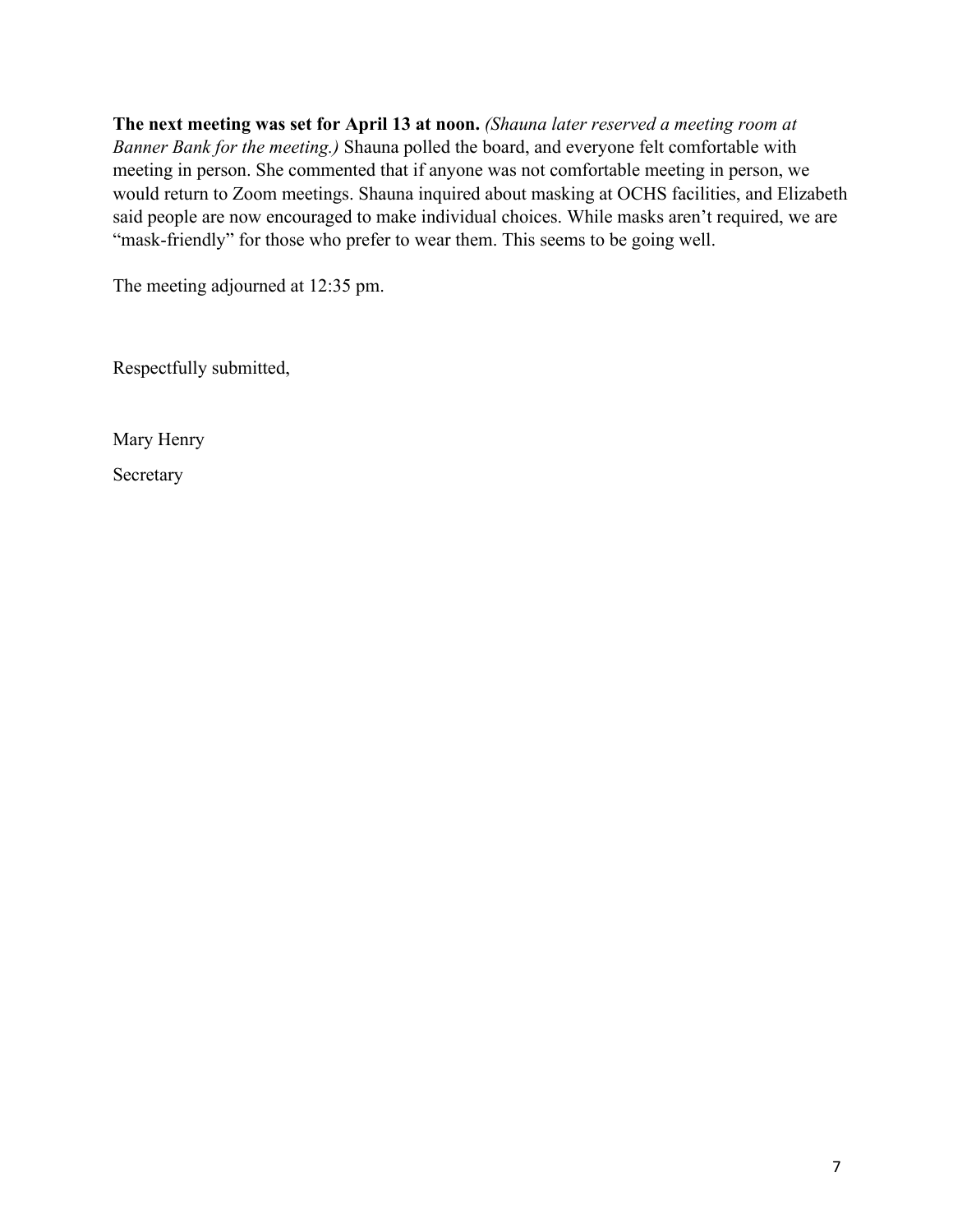**The next meeting was set for April 13 at noon.** *(Shauna later reserved a meeting room at Banner Bank for the meeting.)* Shauna polled the board, and everyone felt comfortable with meeting in person. She commented that if anyone was not comfortable meeting in person, we would return to Zoom meetings. Shauna inquired about masking at OCHS facilities, and Elizabeth said people are now encouraged to make individual choices. While masks aren't required, we are "mask-friendly" for those who prefer to wear them. This seems to be going well.

The meeting adjourned at 12:35 pm.

Respectfully submitted,

Mary Henry

Secretary